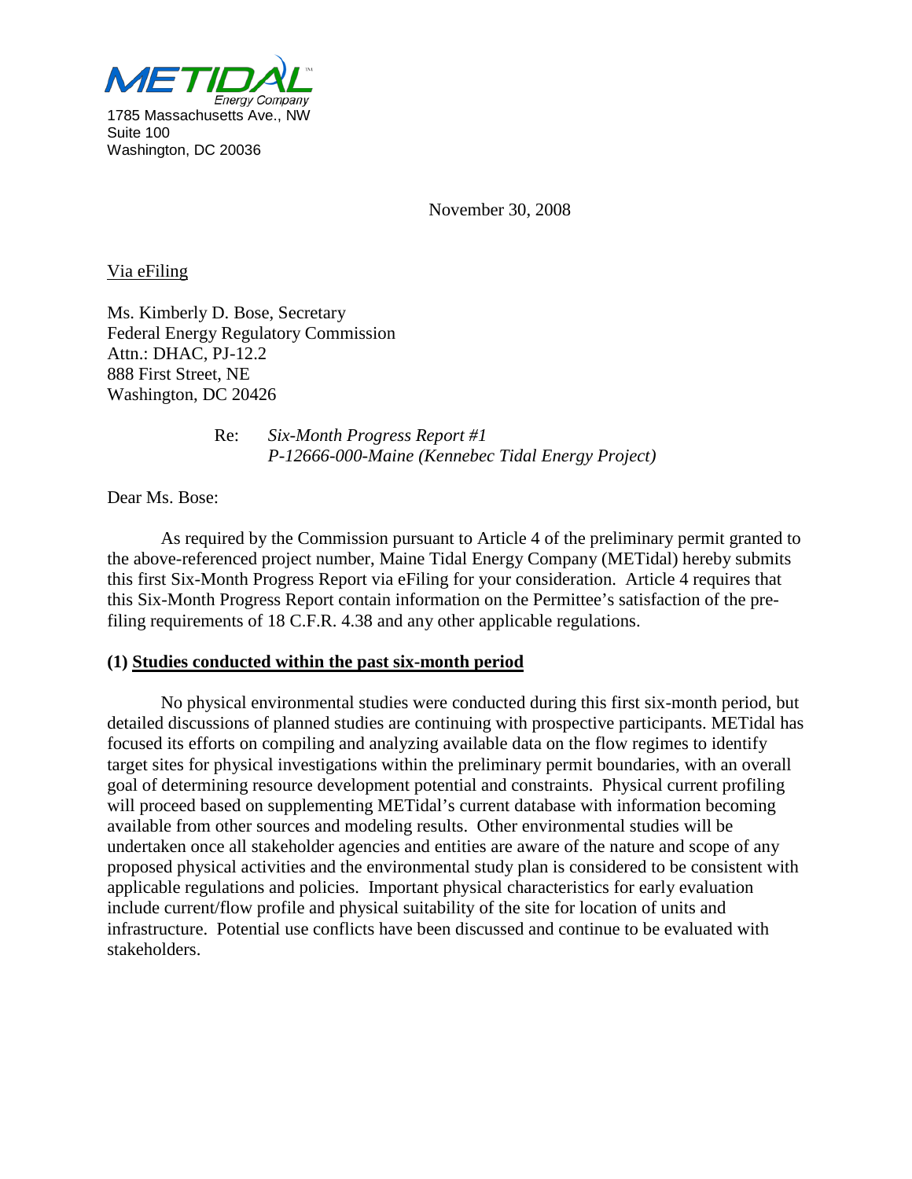METIDAL Energy Company
1785 Massachusetts Ave., NW
Suite 100
Washington, DC 20036

November 30, 2008

Via eFiling

Ms. Kimberly D. Bose, Secretary
Federal Energy Regulatory Commission
Attn.: DHAC, PJ-12.2
888 First Street, NE
Washington, DC 20426

Re: *Six-Month Progress Report #1*
*P-12666-000-Maine (Kennebec Tidal Energy Project)*

Dear Ms. Bose:

As required by the Commission pursuant to Article 4 of the preliminary permit granted to the above-referenced project number, Maine Tidal Energy Company (METidal) hereby submits this first Six-Month Progress Report via eFiling for your consideration. Article 4 requires that this Six-Month Progress Report contain information on the Permittee's satisfaction of the pre-filing requirements of 18 C.F.R. 4.38 and any other applicable regulations.

**(1) Studies conducted within the past six-month period**

No physical environmental studies were conducted during this first six-month period, but detailed discussions of planned studies are continuing with prospective participants. METidal has focused its efforts on compiling and analyzing available data on the flow regimes to identify target sites for physical investigations within the preliminary permit boundaries, with an overall goal of determining resource development potential and constraints. Physical current profiling will proceed based on supplementing METidal's current database with information becoming available from other sources and modeling results. Other environmental studies will be undertaken once all stakeholder agencies and entities are aware of the nature and scope of any proposed physical activities and the environmental study plan is considered to be consistent with applicable regulations and policies. Important physical characteristics for early evaluation include current/flow profile and physical suitability of the site for location of units and infrastructure. Potential use conflicts have been discussed and continue to be evaluated with stakeholders.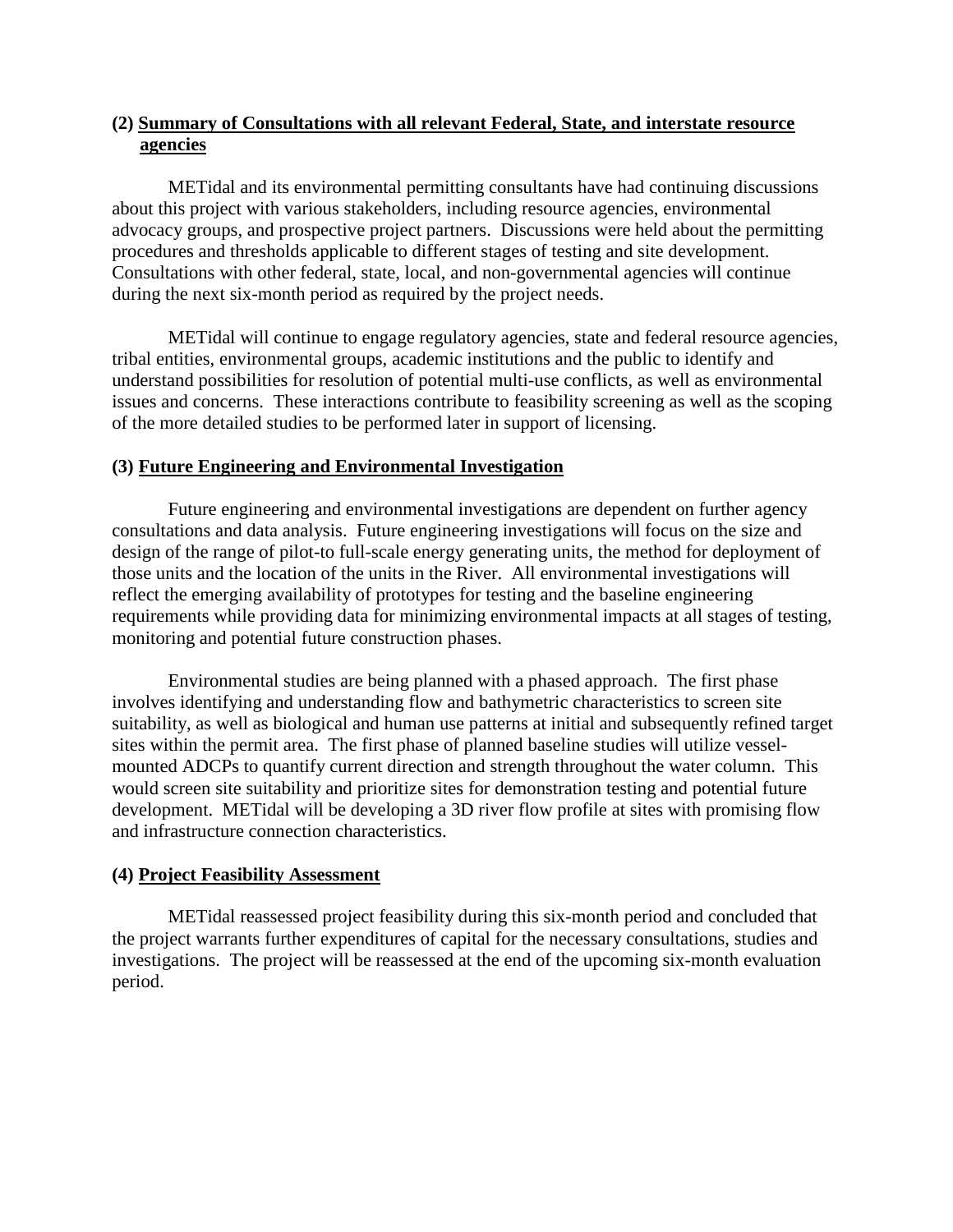### (2) Summary of Consultations with all relevant Federal, State, and interstate resource agencies

METidal and its environmental permitting consultants have had continuing discussions about this project with various stakeholders, including resource agencies, environmental advocacy groups, and prospective project partners. Discussions were held about the permitting procedures and thresholds applicable to different stages of testing and site development. Consultations with other federal, state, local, and non-governmental agencies will continue during the next six-month period as required by the project needs.

METidal will continue to engage regulatory agencies, state and federal resource agencies, tribal entities, environmental groups, academic institutions and the public to identify and understand possibilities for resolution of potential multi-use conflicts, as well as environmental issues and concerns. These interactions contribute to feasibility screening as well as the scoping of the more detailed studies to be performed later in support of licensing.

### (3) Future Engineering and Environmental Investigation

Future engineering and environmental investigations are dependent on further agency consultations and data analysis. Future engineering investigations will focus on the size and design of the range of pilot-to full-scale energy generating units, the method for deployment of those units and the location of the units in the River. All environmental investigations will reflect the emerging availability of prototypes for testing and the baseline engineering requirements while providing data for minimizing environmental impacts at all stages of testing, monitoring and potential future construction phases.

Environmental studies are being planned with a phased approach. The first phase involves identifying and understanding flow and bathymetric characteristics to screen site suitability, as well as biological and human use patterns at initial and subsequently refined target sites within the permit area. The first phase of planned baseline studies will utilize vessel-mounted ADCPs to quantify current direction and strength throughout the water column. This would screen site suitability and prioritize sites for demonstration testing and potential future development. METidal will be developing a 3D river flow profile at sites with promising flow and infrastructure connection characteristics.

### (4) Project Feasibility Assessment

METidal reassessed project feasibility during this six-month period and concluded that the project warrants further expenditures of capital for the necessary consultations, studies and investigations. The project will be reassessed at the end of the upcoming six-month evaluation period.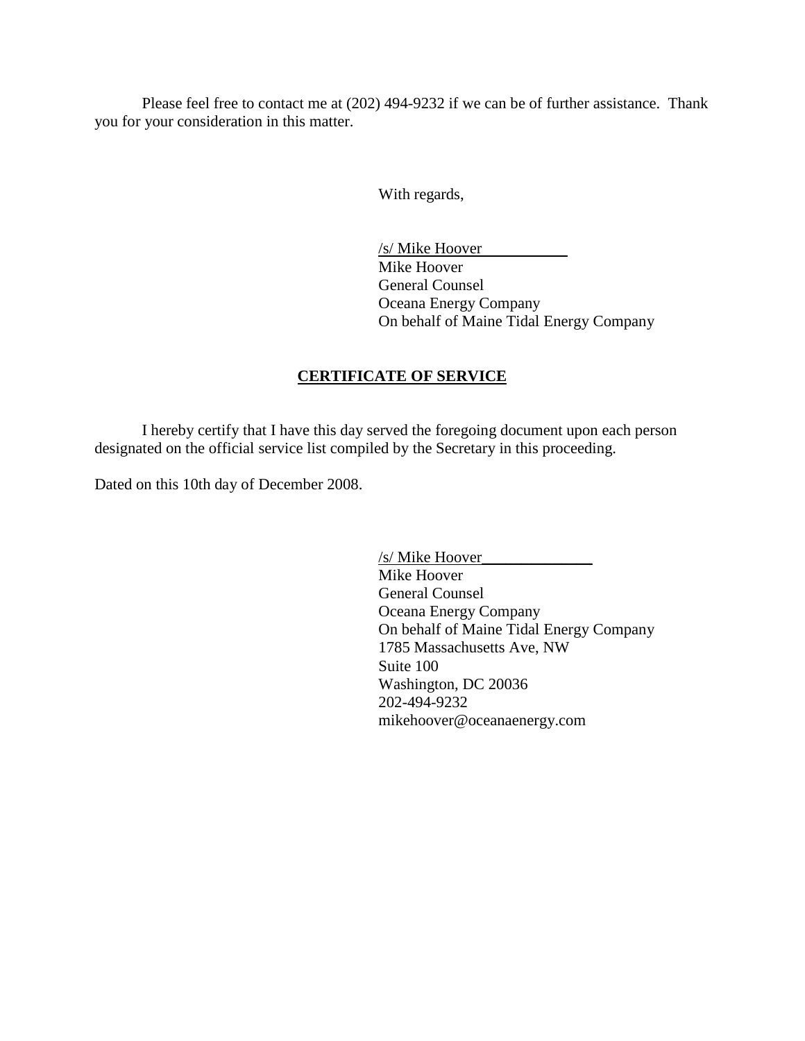Please feel free to contact me at (202) 494-9232 if we can be of further assistance. Thank you for your consideration in this matter.

With regards,

/s/ Mike Hoover  
Mike Hoover  
General Counsel  
Oceana Energy Company  
On behalf of Maine Tidal Energy Company

## CERTIFICATE OF SERVICE

I hereby certify that I have this day served the foregoing document upon each person designated on the official service list compiled by the Secretary in this proceeding.

Dated on this 10th day of December 2008.

/s/ Mike Hoover  
Mike Hoover  
General Counsel  
Oceana Energy Company  
On behalf of Maine Tidal Energy Company  
1785 Massachusetts Ave, NW  
Suite 100  
Washington, DC 20036  
202-494-9232  
mikehoover@oceanaenergy.com